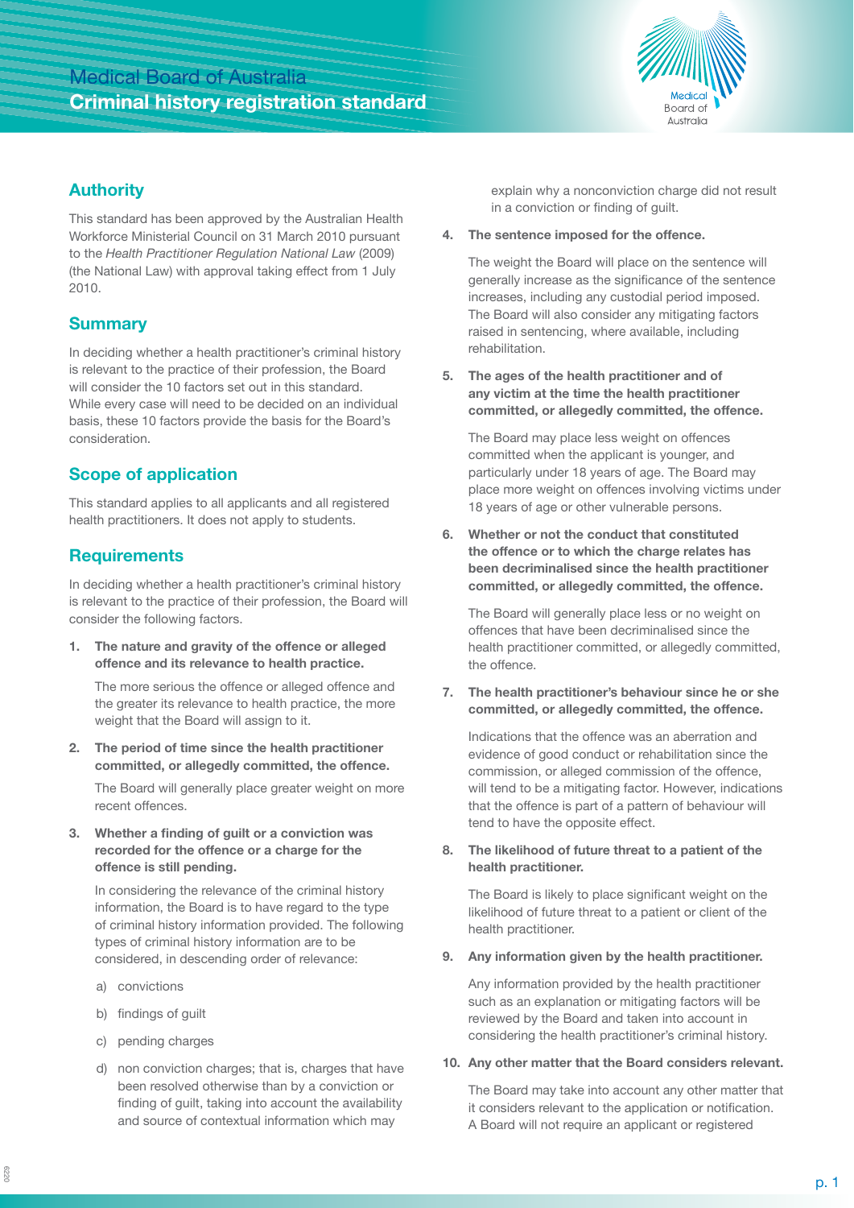# Medical Board of Australia
# Criminal history registration standard

## Authority

This standard has been approved by the Australian Health Workforce Ministerial Council on 31 March 2010 pursuant to the *Health Practitioner Regulation National Law* (2009) (the National Law) with approval taking effect from 1 July 2010.

## Summary

In deciding whether a health practitioner's criminal history is relevant to the practice of their profession, the Board will consider the 10 factors set out in this standard. While every case will need to be decided on an individual basis, these 10 factors provide the basis for the Board's consideration.

## Scope of application

This standard applies to all applicants and all registered health practitioners. It does not apply to students.

## Requirements

In deciding whether a health practitioner's criminal history is relevant to the practice of their profession, the Board will consider the following factors.

1. **The nature and gravity of the offence or alleged offence and its relevance to health practice.**

   The more serious the offence or alleged offence and the greater its relevance to health practice, the more weight that the Board will assign to it.

2. **The period of time since the health practitioner committed, or allegedly committed, the offence.**

   The Board will generally place greater weight on more recent offences.

3. **Whether a finding of guilt or a conviction was recorded for the offence or a charge for the offence is still pending.**

   In considering the relevance of the criminal history information, the Board is to have regard to the type of criminal history information provided. The following types of criminal history information are to be considered, in descending order of relevance:

   a) convictions

   b) findings of guilt

   c) pending charges

   d) non conviction charges; that is, charges that have been resolved otherwise than by a conviction or finding of guilt, taking into account the availability and source of contextual information which may explain why a nonconviction charge did not result in a conviction or finding of guilt.

4. **The sentence imposed for the offence.**

   The weight the Board will place on the sentence will generally increase as the significance of the sentence increases, including any custodial period imposed. The Board will also consider any mitigating factors raised in sentencing, where available, including rehabilitation.

5. **The ages of the health practitioner and of any victim at the time the health practitioner committed, or allegedly committed, the offence.**

   The Board may place less weight on offences committed when the applicant is younger, and particularly under 18 years of age. The Board may place more weight on offences involving victims under 18 years of age or other vulnerable persons.

6. **Whether or not the conduct that constituted the offence or to which the charge relates has been decriminalised since the health practitioner committed, or allegedly committed, the offence.**

   The Board will generally place less or no weight on offences that have been decriminalised since the health practitioner committed, or allegedly committed, the offence.

7. **The health practitioner's behaviour since he or she committed, or allegedly committed, the offence.**

   Indications that the offence was an aberration and evidence of good conduct or rehabilitation since the commission, or alleged commission of the offence, will tend to be a mitigating factor. However, indications that the offence is part of a pattern of behaviour will tend to have the opposite effect.

8. **The likelihood of future threat to a patient of the health practitioner.**

   The Board is likely to place significant weight on the likelihood of future threat to a patient or client of the health practitioner.

9. **Any information given by the health practitioner.**

   Any information provided by the health practitioner such as an explanation or mitigating factors will be reviewed by the Board and taken into account in considering the health practitioner's criminal history.

10. **Any other matter that the Board considers relevant.**

    The Board may take into account any other matter that it considers relevant to the application or notification. A Board will not require an applicant or registered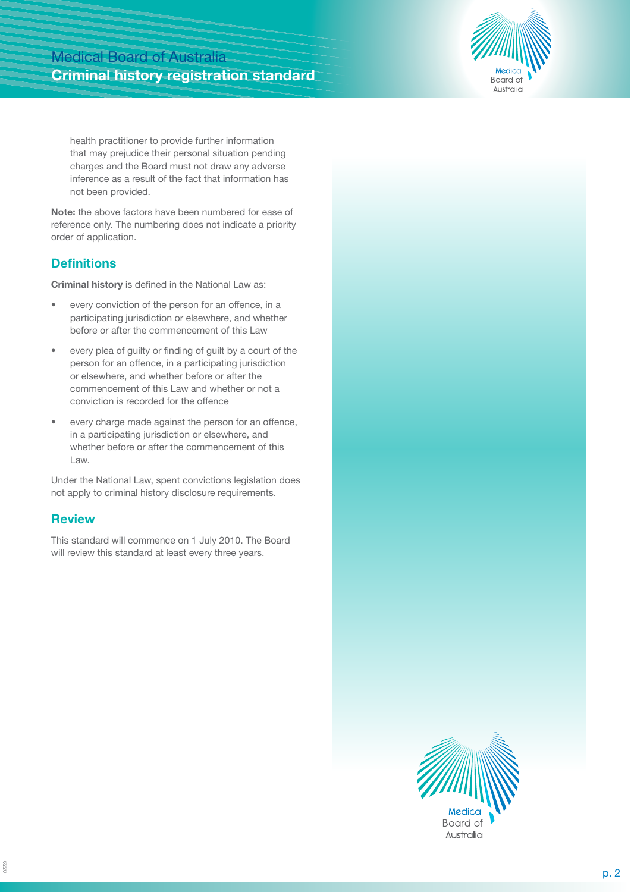health practitioner to provide further information that may prejudice their personal situation pending charges and the Board must not draw any adverse inference as a result of the fact that information has not been provided.

**Note:** the above factors have been numbered for ease of reference only. The numbering does not indicate a priority order of application.

## Definitions

**Criminal history** is defined in the National Law as:

- every conviction of the person for an offence, in a participating jurisdiction or elsewhere, and whether before or after the commencement of this Law
- every plea of guilty or finding of guilt by a court of the person for an offence, in a participating jurisdiction or elsewhere, and whether before or after the commencement of this Law and whether or not a conviction is recorded for the offence
- every charge made against the person for an offence, in a participating jurisdiction or elsewhere, and whether before or after the commencement of this Law.

Under the National Law, spent convictions legislation does not apply to criminal history disclosure requirements.

## Review

This standard will commence on 1 July 2010. The Board will review this standard at least every three years.